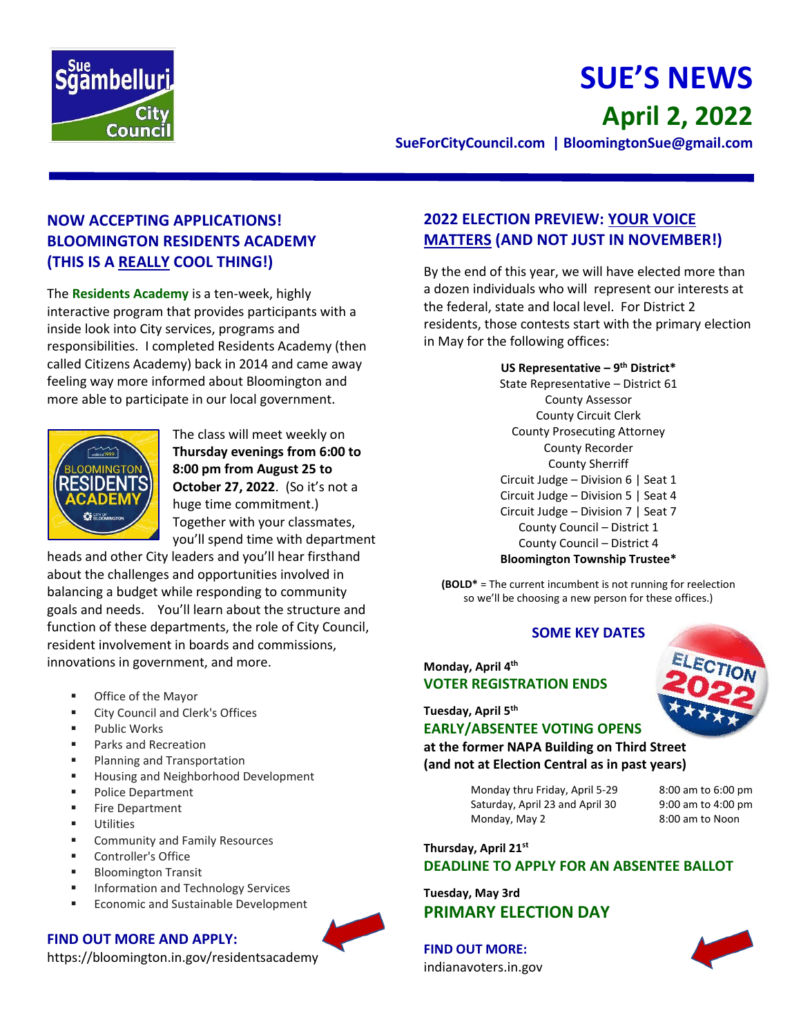# SUE'S NEWS

## April 2, 2022

SueForCityCouncil.com | BloomingtonSue@gmail.com

---

## NOW ACCEPTING APPLICATIONS! BLOOMINGTON RESIDENTS ACADEMY (THIS IS A REALLY COOL THING!)

The **Residents Academy** is a ten-week, highly interactive program that provides participants with a inside look into City services, programs and responsibilities. I completed Residents Academy (then called Citizens Academy) back in 2014 and came away feeling way more informed about Bloomington and more able to participate in our local government.

The class will meet weekly on **Thursday evenings from 6:00 to 8:00 pm from August 25 to October 27, 2022**. (So it's not a huge time commitment.) Together with your classmates, you'll spend time with department heads and other City leaders and you'll hear firsthand about the challenges and opportunities involved in balancing a budget while responding to community goals and needs. You'll learn about the structure and function of these departments, the role of City Council, resident involvement in boards and commissions, innovations in government, and more.

- Office of the Mayor
- City Council and Clerk's Offices
- Public Works
- Parks and Recreation
- Planning and Transportation
- Housing and Neighborhood Development
- Police Department
- Fire Department
- Utilities
- Community and Family Resources
- Controller's Office
- Bloomington Transit
- Information and Technology Services
- Economic and Sustainable Development

**FIND OUT MORE AND APPLY:**
https://bloomington.in.gov/residentsacademy

## 2022 ELECTION PREVIEW: YOUR VOICE MATTERS (AND NOT JUST IN NOVEMBER!)

By the end of this year, we will have elected more than a dozen individuals who will represent our interests at the federal, state and local level. For District 2 residents, those contests start with the primary election in May for the following offices:

**US Representative – 9th District***
State Representative – District 61
County Assessor
County Circuit Clerk
County Prosecuting Attorney
County Recorder
County Sherriff
Circuit Judge – Division 6 | Seat 1
Circuit Judge – Division 5 | Seat 4
Circuit Judge – Division 7 | Seat 7
County Council – District 1
County Council – District 4
**Bloomington Township Trustee***

(**BOLD*** = The current incumbent is not running for reelection so we'll be choosing a new person for these offices.)

### SOME KEY DATES

**Monday, April 4th**
**VOTER REGISTRATION ENDS**

**Tuesday, April 5th**
**EARLY/ABSENTEE VOTING OPENS**
**at the former NAPA Building on Third Street (and not at Election Central as in past years)**

| | |
|---|---|
| Monday thru Friday, April 5-29 | 8:00 am to 6:00 pm |
| Saturday, April 23 and April 30 | 9:00 am to 4:00 pm |
| Monday, May 2 | 8:00 am to Noon |

**Thursday, April 21st**
**DEADLINE TO APPLY FOR AN ABSENTEE BALLOT**

**Tuesday, May 3rd**
**PRIMARY ELECTION DAY**

**FIND OUT MORE:**
indianavoters.in.gov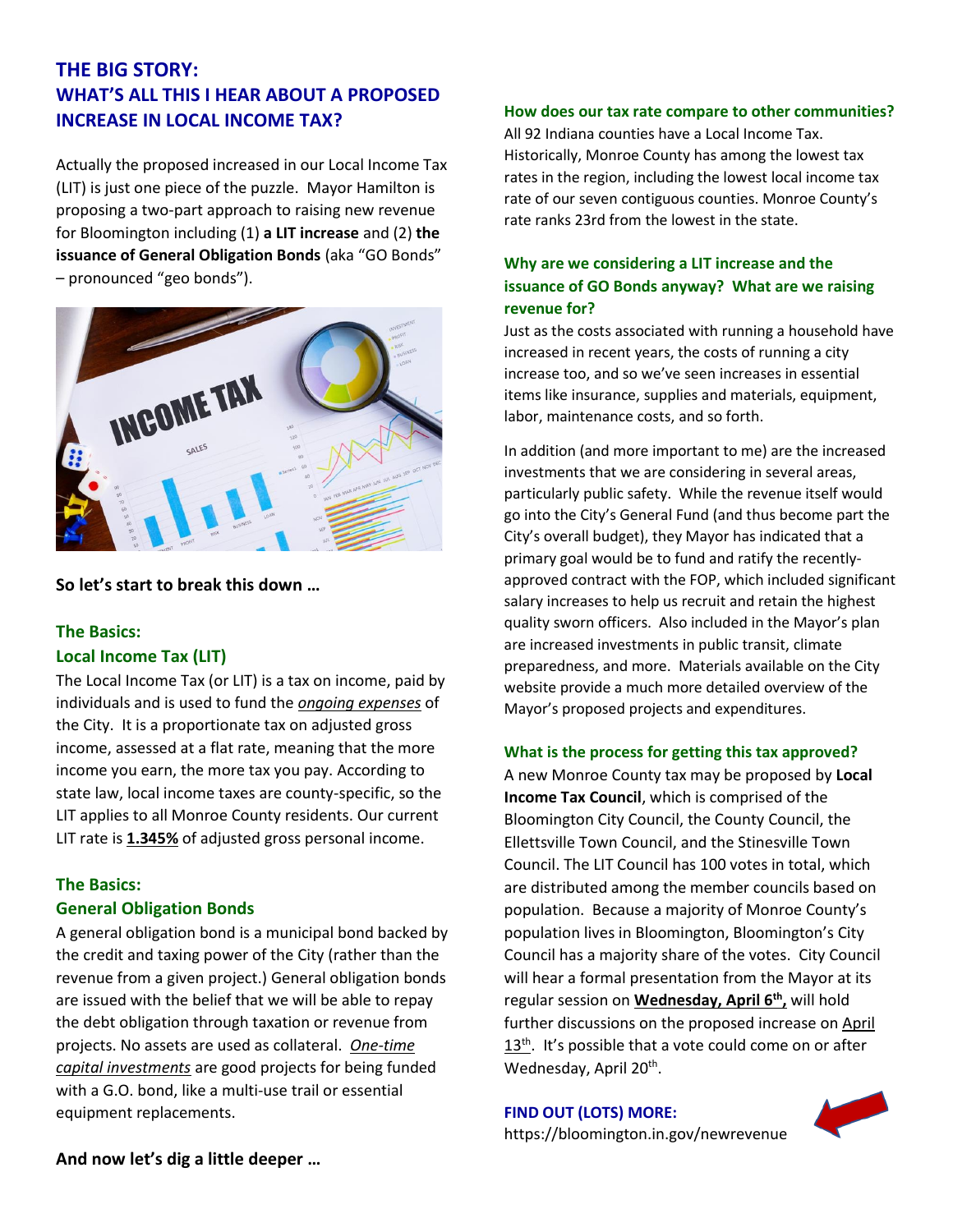## THE BIG STORY: WHAT'S ALL THIS I HEAR ABOUT A PROPOSED INCREASE IN LOCAL INCOME TAX?

Actually the proposed increased in our Local Income Tax (LIT) is just one piece of the puzzle. Mayor Hamilton is proposing a two-part approach to raising new revenue for Bloomington including (1) **a LIT increase** and (2) **the issuance of General Obligation Bonds** (aka "GO Bonds" – pronounced "geo bonds").

**So let's start to break this down …**

### The Basics: Local Income Tax (LIT)

The Local Income Tax (or LIT) is a tax on income, paid by individuals and is used to fund the *ongoing expenses* of the City. It is a proportionate tax on adjusted gross income, assessed at a flat rate, meaning that the more income you earn, the more tax you pay. According to state law, local income taxes are county-specific, so the LIT applies to all Monroe County residents. Our current LIT rate is **1.345%** of adjusted gross personal income.

### The Basics: General Obligation Bonds

A general obligation bond is a municipal bond backed by the credit and taxing power of the City (rather than the revenue from a given project.) General obligation bonds are issued with the belief that we will be able to repay the debt obligation through taxation or revenue from projects. No assets are used as collateral. *One-time capital investments* are good projects for being funded with a G.O. bond, like a multi-use trail or essential equipment replacements.

**And now let's dig a little deeper …**

### How does our tax rate compare to other communities?

All 92 Indiana counties have a Local Income Tax. Historically, Monroe County has among the lowest tax rates in the region, including the lowest local income tax rate of our seven contiguous counties. Monroe County's rate ranks 23rd from the lowest in the state.

### Why are we considering a LIT increase and the issuance of GO Bonds anyway? What are we raising revenue for?

Just as the costs associated with running a household have increased in recent years, the costs of running a city increase too, and so we've seen increases in essential items like insurance, supplies and materials, equipment, labor, maintenance costs, and so forth.

In addition (and more important to me) are the increased investments that we are considering in several areas, particularly public safety. While the revenue itself would go into the City's General Fund (and thus become part the City's overall budget), they Mayor has indicated that a primary goal would be to fund and ratify the recently-approved contract with the FOP, which included significant salary increases to help us recruit and retain the highest quality sworn officers. Also included in the Mayor's plan are increased investments in public transit, climate preparedness, and more. Materials available on the City website provide a much more detailed overview of the Mayor's proposed projects and expenditures.

### What is the process for getting this tax approved?

A new Monroe County tax may be proposed by **Local Income Tax Council**, which is comprised of the Bloomington City Council, the County Council, the Ellettsville Town Council, and the Stinesville Town Council. The LIT Council has 100 votes in total, which are distributed among the member councils based on population. Because a majority of Monroe County's population lives in Bloomington, Bloomington's City Council has a majority share of the votes. City Council will hear a formal presentation from the Mayor at its regular session on **Wednesday, April 6th,** will hold further discussions on the proposed increase on April 13th. It's possible that a vote could come on or after Wednesday, April 20th.

### FIND OUT (LOTS) MORE:

https://bloomington.in.gov/newrevenue